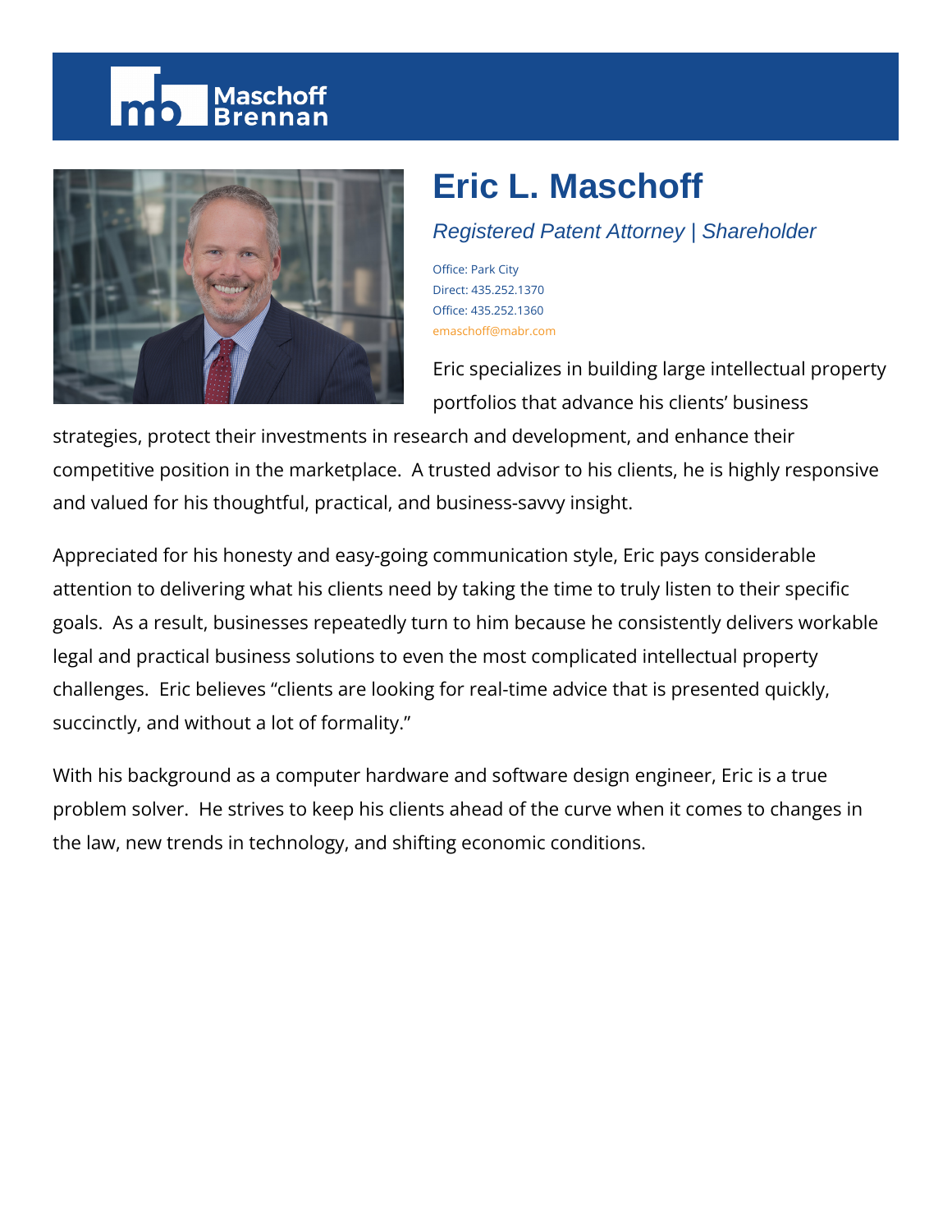# Eric L. Maschoff

*Registered Patent Attorney | Shareholder*

Office: Park City
Direct: 435.252.1370
Office: 435.252.1360
emaschoff@mabr.com

Eric specializes in building large intellectual property portfolios that advance his clients' business strategies, protect their investments in research and development, and enhance their competitive position in the marketplace. A trusted advisor to his clients, he is highly responsive and valued for his thoughtful, practical, and business-savvy insight.

Appreciated for his honesty and easy-going communication style, Eric pays considerable attention to delivering what his clients need by taking the time to truly listen to their specific goals. As a result, businesses repeatedly turn to him because he consistently delivers workable legal and practical business solutions to even the most complicated intellectual property challenges. Eric believes "clients are looking for real-time advice that is presented quickly, succinctly, and without a lot of formality."

With his background as a computer hardware and software design engineer, Eric is a true problem solver. He strives to keep his clients ahead of the curve when it comes to changes in the law, new trends in technology, and shifting economic conditions.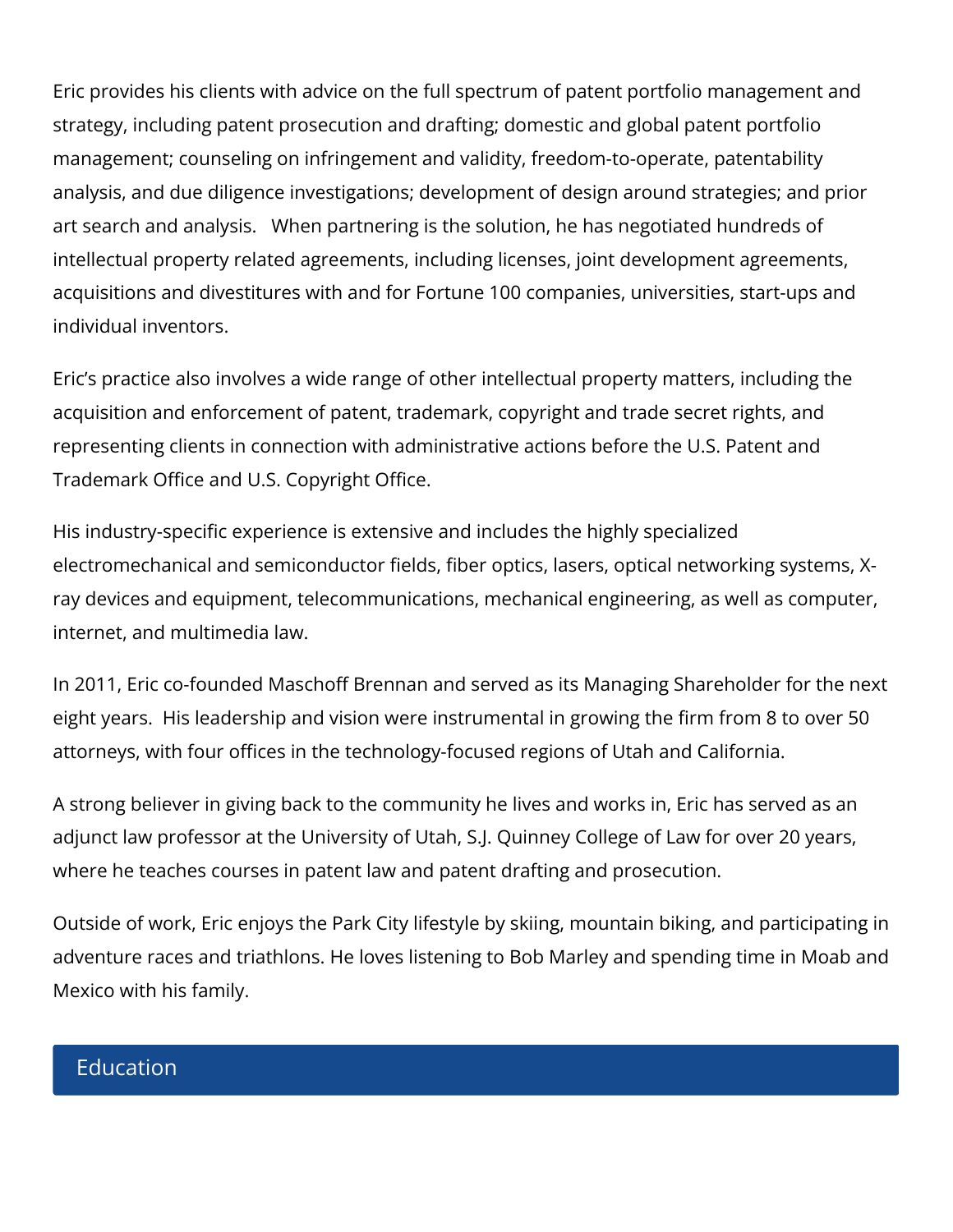Eric provides his clients with advice on the full spectrum of patent portfolio management and strategy, including patent prosecution and drafting; domestic and global patent portfolio management; counseling on infringement and validity, freedom-to-operate, patentability analysis, and due diligence investigations; development of design around strategies; and prior art search and analysis. When partnering is the solution, he has negotiated hundreds of intellectual property related agreements, including licenses, joint development agreements, acquisitions and divestitures with and for Fortune 100 companies, universities, start-ups and individual inventors.

Eric's practice also involves a wide range of other intellectual property matters, including the acquisition and enforcement of patent, trademark, copyright and trade secret rights, and representing clients in connection with administrative actions before the U.S. Patent and Trademark Office and U.S. Copyright Office.

His industry-specific experience is extensive and includes the highly specialized electromechanical and semiconductor fields, fiber optics, lasers, optical networking systems, X-ray devices and equipment, telecommunications, mechanical engineering, as well as computer, internet, and multimedia law.

In 2011, Eric co-founded Maschoff Brennan and served as its Managing Shareholder for the next eight years. His leadership and vision were instrumental in growing the firm from 8 to over 50 attorneys, with four offices in the technology-focused regions of Utah and California.

A strong believer in giving back to the community he lives and works in, Eric has served as an adjunct law professor at the University of Utah, S.J. Quinney College of Law for over 20 years, where he teaches courses in patent law and patent drafting and prosecution.

Outside of work, Eric enjoys the Park City lifestyle by skiing, mountain biking, and participating in adventure races and triathlons. He loves listening to Bob Marley and spending time in Moab and Mexico with his family.

## Education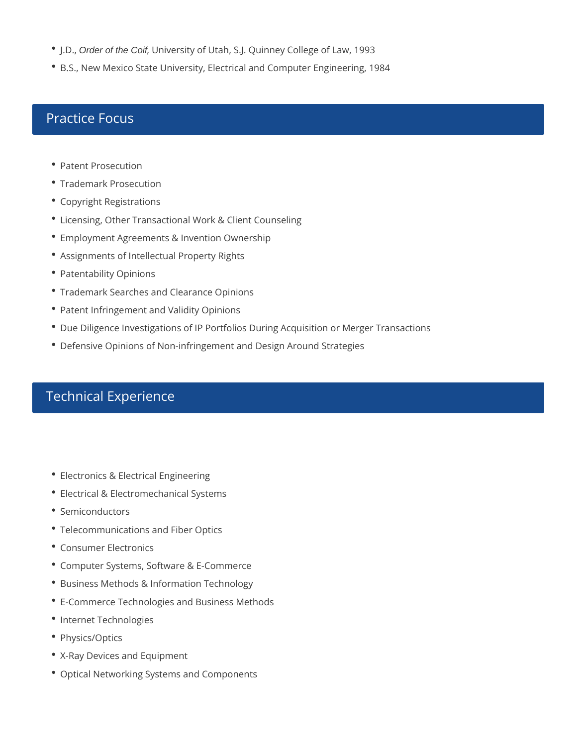- J.D., *Order of the Coif*, University of Utah, S.J. Quinney College of Law, 1993
- B.S., New Mexico State University, Electrical and Computer Engineering, 1984

## Practice Focus

- Patent Prosecution
- Trademark Prosecution
- Copyright Registrations
- Licensing, Other Transactional Work & Client Counseling
- Employment Agreements & Invention Ownership
- Assignments of Intellectual Property Rights
- Patentability Opinions
- Trademark Searches and Clearance Opinions
- Patent Infringement and Validity Opinions
- Due Diligence Investigations of IP Portfolios During Acquisition or Merger Transactions
- Defensive Opinions of Non-infringement and Design Around Strategies

## Technical Experience

- Electronics & Electrical Engineering
- Electrical & Electromechanical Systems
- Semiconductors
- Telecommunications and Fiber Optics
- Consumer Electronics
- Computer Systems, Software & E-Commerce
- Business Methods & Information Technology
- E-Commerce Technologies and Business Methods
- Internet Technologies
- Physics/Optics
- X-Ray Devices and Equipment
- Optical Networking Systems and Components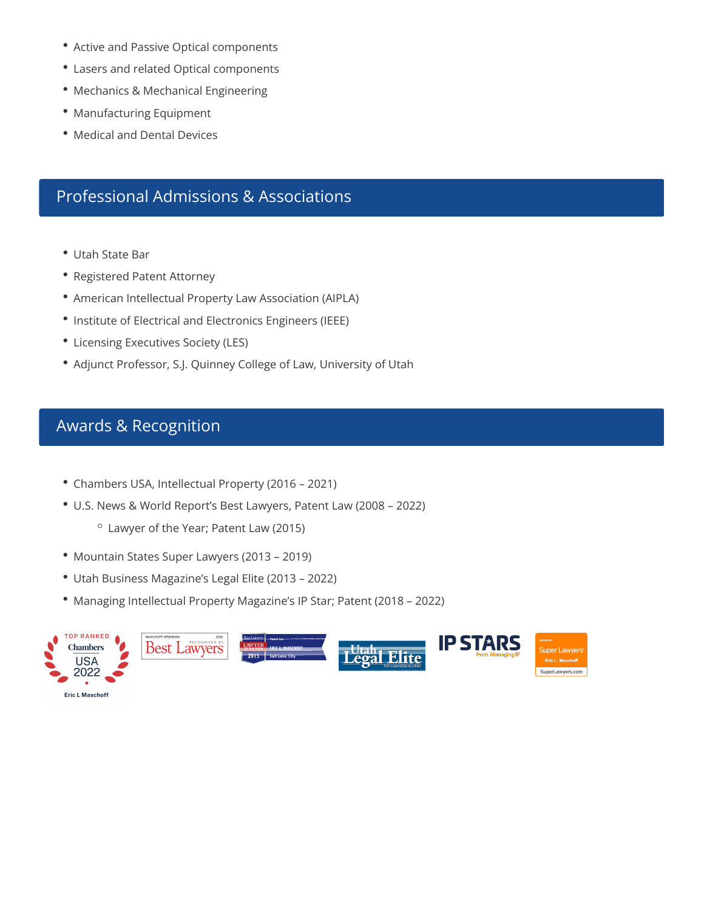- Active and Passive Optical components
- Lasers and related Optical components
- Mechanics & Mechanical Engineering
- Manufacturing Equipment
- Medical and Dental Devices

## Professional Admissions & Associations

- Utah State Bar
- Registered Patent Attorney
- American Intellectual Property Law Association (AIPLA)
- Institute of Electrical and Electronics Engineers (IEEE)
- Licensing Executives Society (LES)
- Adjunct Professor, S.J. Quinney College of Law, University of Utah

## Awards & Recognition

- Chambers USA, Intellectual Property (2016 – 2021)
- U.S. News & World Report's Best Lawyers, Patent Law (2008 – 2022)
  - Lawyer of the Year; Patent Law (2015)
- Mountain States Super Lawyers (2013 – 2019)
- Utah Business Magazine's Legal Elite (2013 – 2022)
- Managing Intellectual Property Magazine's IP Star; Patent (2018 – 2022)